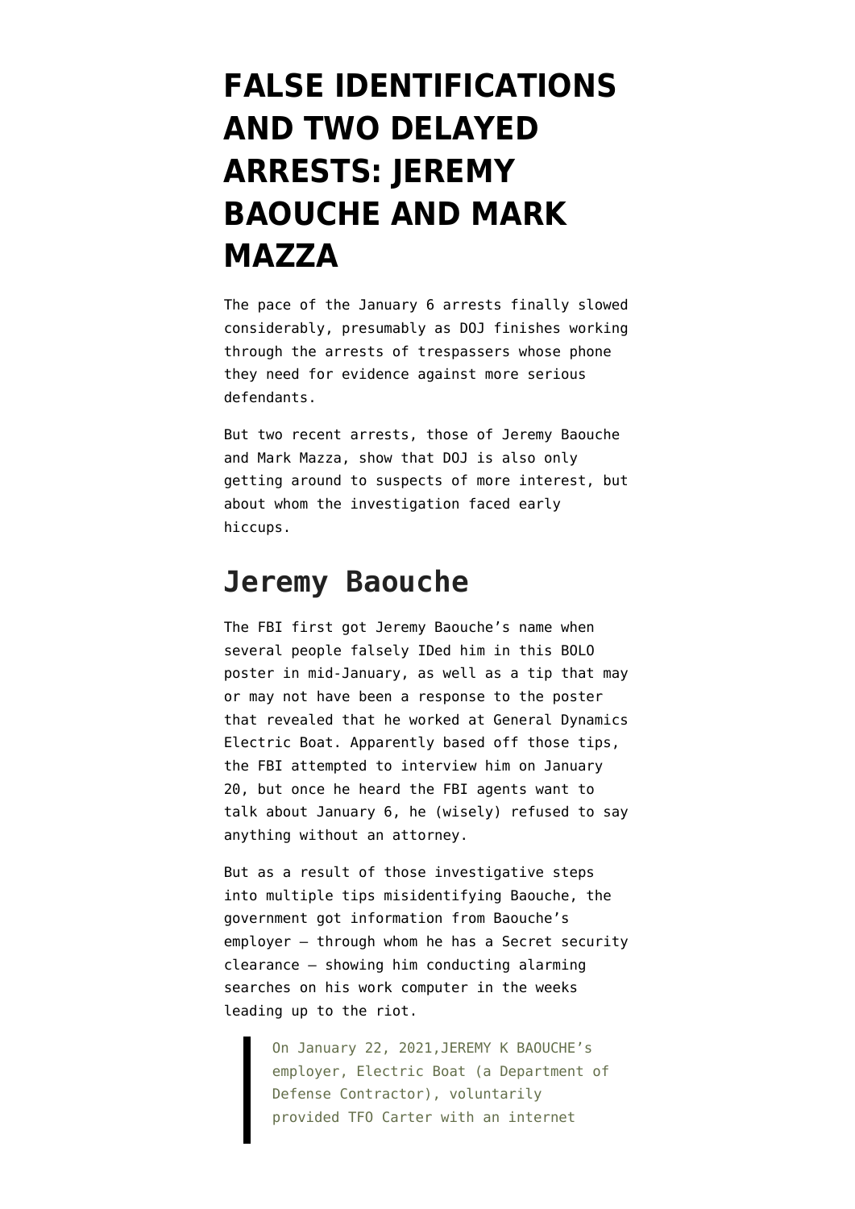# FALSE IDENTIFICATIONS AND TWO DELAYED ARRESTS: JEREMY BAOUCHE AND MARK MAZZA

The pace of the January 6 arrests finally slowed considerably, presumably as DOJ finishes working through the arrests of trespassers whose phone they need for evidence against more serious defendants.

But two recent arrests, those of Jeremy Baouche and Mark Mazza, show that DOJ is also only getting around to suspects of more interest, but about whom the investigation faced early hiccups.

## Jeremy Baouche

The FBI first got Jeremy Baouche's name when several people falsely IDed him in this BOLO poster in mid-January, as well as a tip that may or may not have been a response to the poster that revealed that he worked at General Dynamics Electric Boat. Apparently based off those tips, the FBI attempted to interview him on January 20, but once he heard the FBI agents want to talk about January 6, he (wisely) refused to say anything without an attorney.

But as a result of those investigative steps into multiple tips misidentifying Baouche, the government got information from Baouche's employer — through whom he has a Secret security clearance — showing him conducting alarming searches on his work computer in the weeks leading up to the riot.

> On January 22, 2021,JEREMY K BAOUCHE's employer, Electric Boat (a Department of Defense Contractor), voluntarily provided TFO Carter with an internet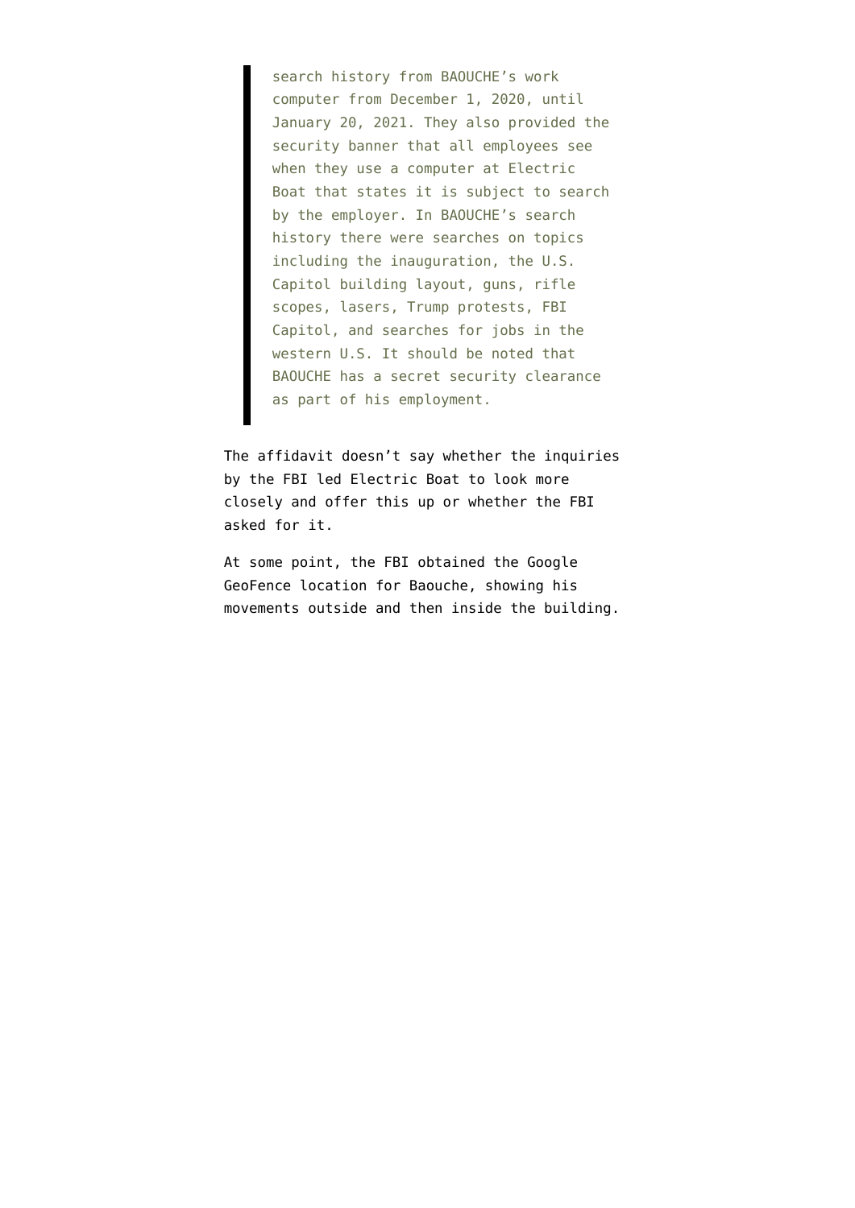> search history from BAOUCHE's work computer from December 1, 2020, until January 20, 2021. They also provided the security banner that all employees see when they use a computer at Electric Boat that states it is subject to search by the employer. In BAOUCHE's search history there were searches on topics including the inauguration, the U.S. Capitol building layout, guns, rifle scopes, lasers, Trump protests, FBI Capitol, and searches for jobs in the western U.S. It should be noted that BAOUCHE has a secret security clearance as part of his employment.

The affidavit doesn't say whether the inquiries by the FBI led Electric Boat to look more closely and offer this up or whether the FBI asked for it.

At some point, the FBI obtained the Google GeoFence location for Baouche, showing his movements outside and then inside the building.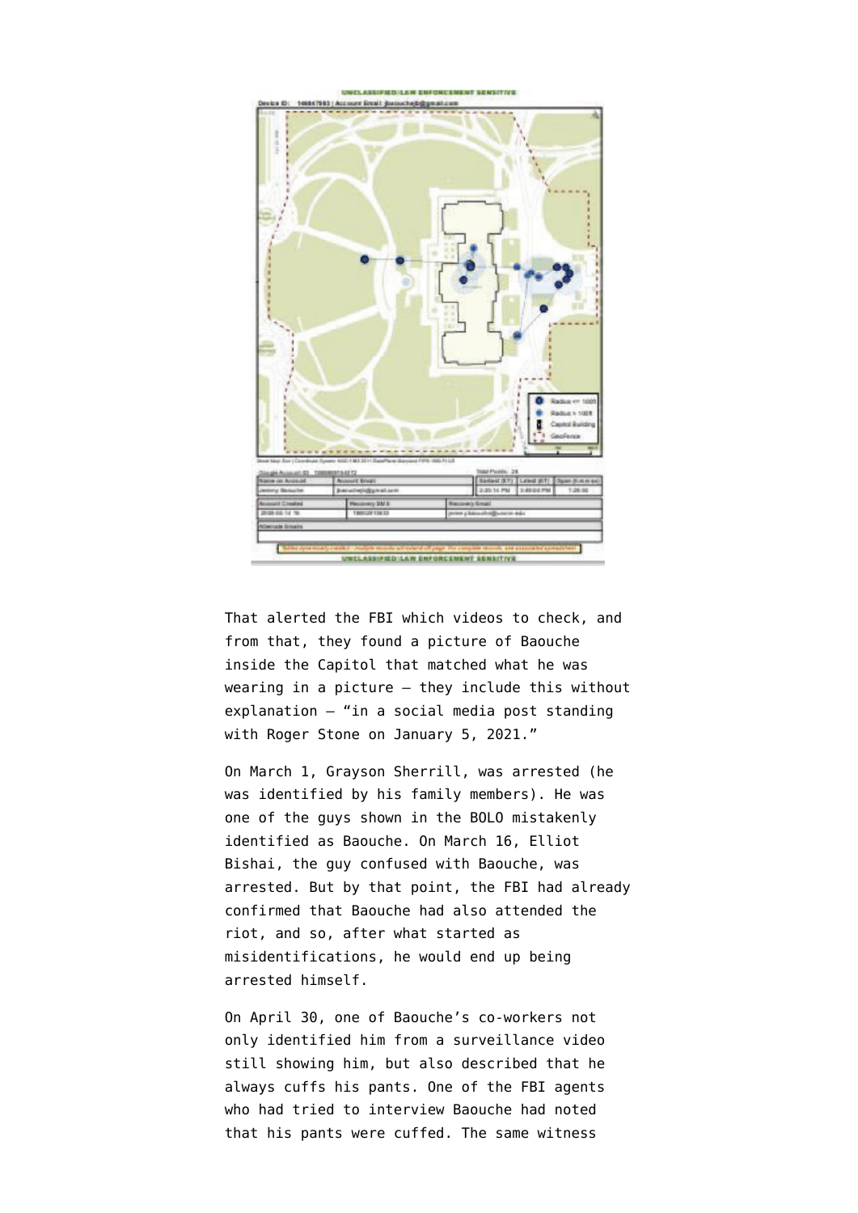That alerted the FBI which videos to check, and from that, they found a picture of Baouche inside the Capitol that matched what he was wearing in a picture — they include this without explanation — "in a social media post standing with Roger Stone on January 5, 2021."

On March 1, Grayson Sherrill, was arrested (he was identified by his family members). He was one of the guys shown in the BOLO mistakenly identified as Baouche. On March 16, Elliot Bishai, the guy confused with Baouche, was arrested. But by that point, the FBI had already confirmed that Baouche had also attended the riot, and so, after what started as misidentifications, he would end up being arrested himself.

On April 30, one of Baouche's co-workers not only identified him from a surveillance video still showing him, but also described that he always cuffs his pants. One of the FBI agents who had tried to interview Baouche had noted that his pants were cuffed. The same witness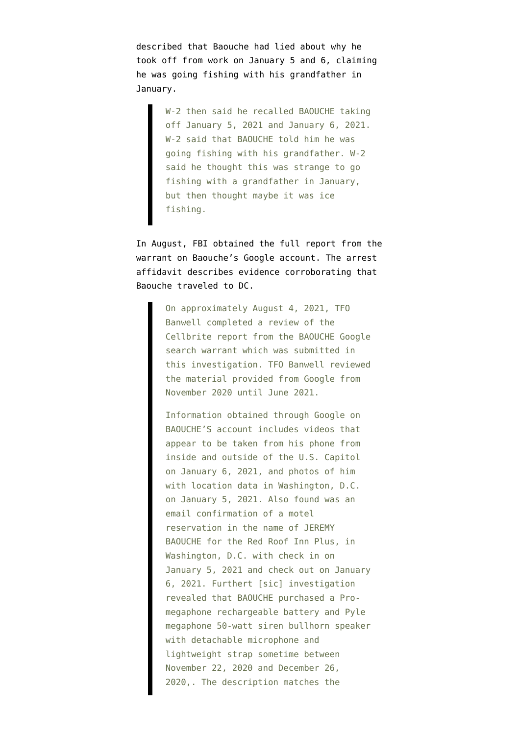described that Baouche had lied about why he took off from work on January 5 and 6, claiming he was going fishing with his grandfather in January.

> W-2 then said he recalled BAOUCHE taking off January 5, 2021 and January 6, 2021. W-2 said that BAOUCHE told him he was going fishing with his grandfather. W-2 said he thought this was strange to go fishing with a grandfather in January, but then thought maybe it was ice fishing.

In August, FBI obtained the full report from the warrant on Baouche's Google account. The arrest affidavit describes evidence corroborating that Baouche traveled to DC.

> On approximately August 4, 2021, TFO Banwell completed a review of the Cellbrite report from the BAOUCHE Google search warrant which was submitted in this investigation. TFO Banwell reviewed the material provided from Google from November 2020 until June 2021.
>
> Information obtained through Google on BAOUCHE'S account includes videos that appear to be taken from his phone from inside and outside of the U.S. Capitol on January 6, 2021, and photos of him with location data in Washington, D.C. on January 5, 2021. Also found was an email confirmation of a motel reservation in the name of JEREMY BAOUCHE for the Red Roof Inn Plus, in Washington, D.C. with check in on January 5, 2021 and check out on January 6, 2021. Furthert [sic] investigation revealed that BAOUCHE purchased a Pro-megaphone rechargeable battery and Pyle megaphone 50-watt siren bullhorn speaker with detachable microphone and lightweight strap sometime between November 22, 2020 and December 26, 2020,. The description matches the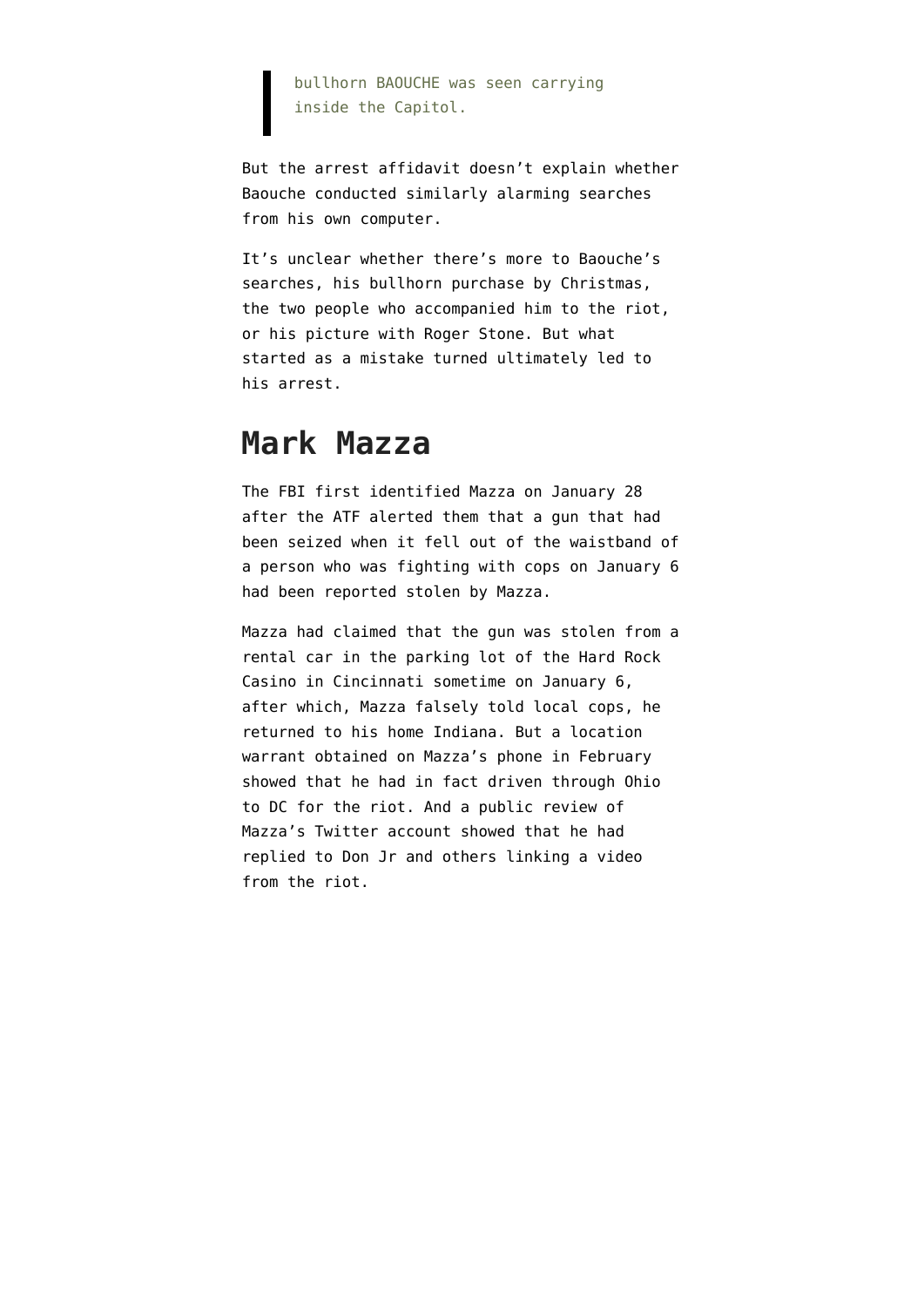> bullhorn BAOUCHE was seen carrying inside the Capitol.

But the arrest affidavit doesn't explain whether Baouche conducted similarly alarming searches from his own computer.

It's unclear whether there's more to Baouche's searches, his bullhorn purchase by Christmas, the two people who accompanied him to the riot, or his picture with Roger Stone. But what started as a mistake turned ultimately led to his arrest.

## Mark Mazza

The FBI first identified Mazza on January 28 after the ATF alerted them that a gun that had been seized when it fell out of the waistband of a person who was fighting with cops on January 6 had been reported stolen by Mazza.

Mazza had claimed that the gun was stolen from a rental car in the parking lot of the Hard Rock Casino in Cincinnati sometime on January 6, after which, Mazza falsely told local cops, he returned to his home Indiana. But a location warrant obtained on Mazza's phone in February showed that he had in fact driven through Ohio to DC for the riot. And a public review of Mazza's Twitter account showed that he had replied to Don Jr and others linking a video from the riot.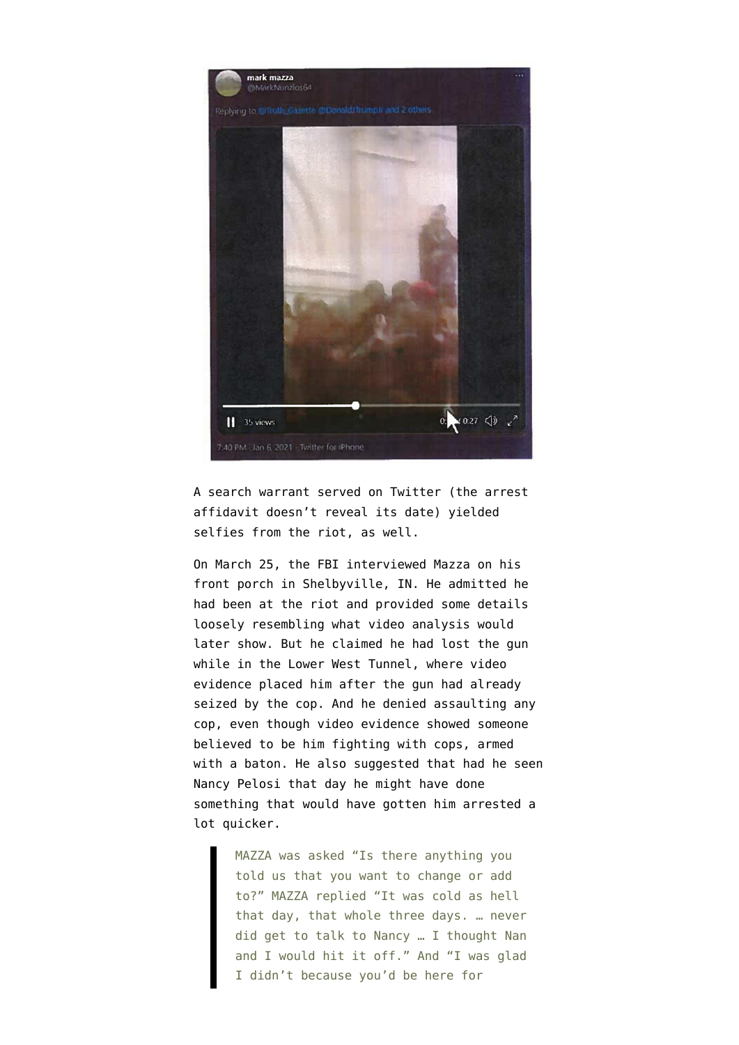A search warrant served on Twitter (the arrest affidavit doesn't reveal its date) yielded selfies from the riot, as well.

On March 25, the FBI interviewed Mazza on his front porch in Shelbyville, IN. He admitted he had been at the riot and provided some details loosely resembling what video analysis would later show. But he claimed he had lost the gun while in the Lower West Tunnel, where video evidence placed him after the gun had already seized by the cop. And he denied assaulting any cop, even though video evidence showed someone believed to be him fighting with cops, armed with a baton. He also suggested that had he seen Nancy Pelosi that day he might have done something that would have gotten him arrested a lot quicker.

> MAZZA was asked "Is there anything you told us that you want to change or add to?" MAZZA replied "It was cold as hell that day, that whole three days. … never did get to talk to Nancy … I thought Nan and I would hit it off." And "I was glad I didn't because you'd be here for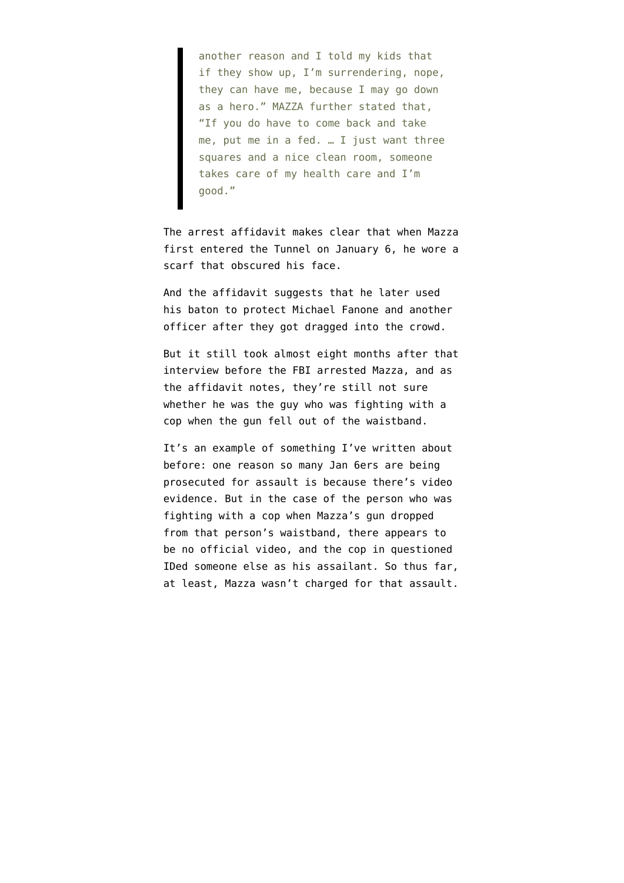> another reason and I told my kids that if they show up, I'm surrendering, nope, they can have me, because I may go down as a hero." MAZZA further stated that, "If you do have to come back and take me, put me in a fed. … I just want three squares and a nice clean room, someone takes care of my health care and I'm good."

The arrest affidavit makes clear that when Mazza first entered the Tunnel on January 6, he wore a scarf that obscured his face.

And the affidavit suggests that he later used his baton to protect Michael Fanone and another officer after they got dragged into the crowd.

But it still took almost eight months after that interview before the FBI arrested Mazza, and as the affidavit notes, they're still not sure whether he was the guy who was fighting with a cop when the gun fell out of the waistband.

It's an example of something I've written about before: one reason so many Jan 6ers are being prosecuted for assault is because there's video evidence. But in the case of the person who was fighting with a cop when Mazza's gun dropped from that person's waistband, there appears to be no official video, and the cop in questioned IDed someone else as his assailant. So thus far, at least, Mazza wasn't charged for that assault.